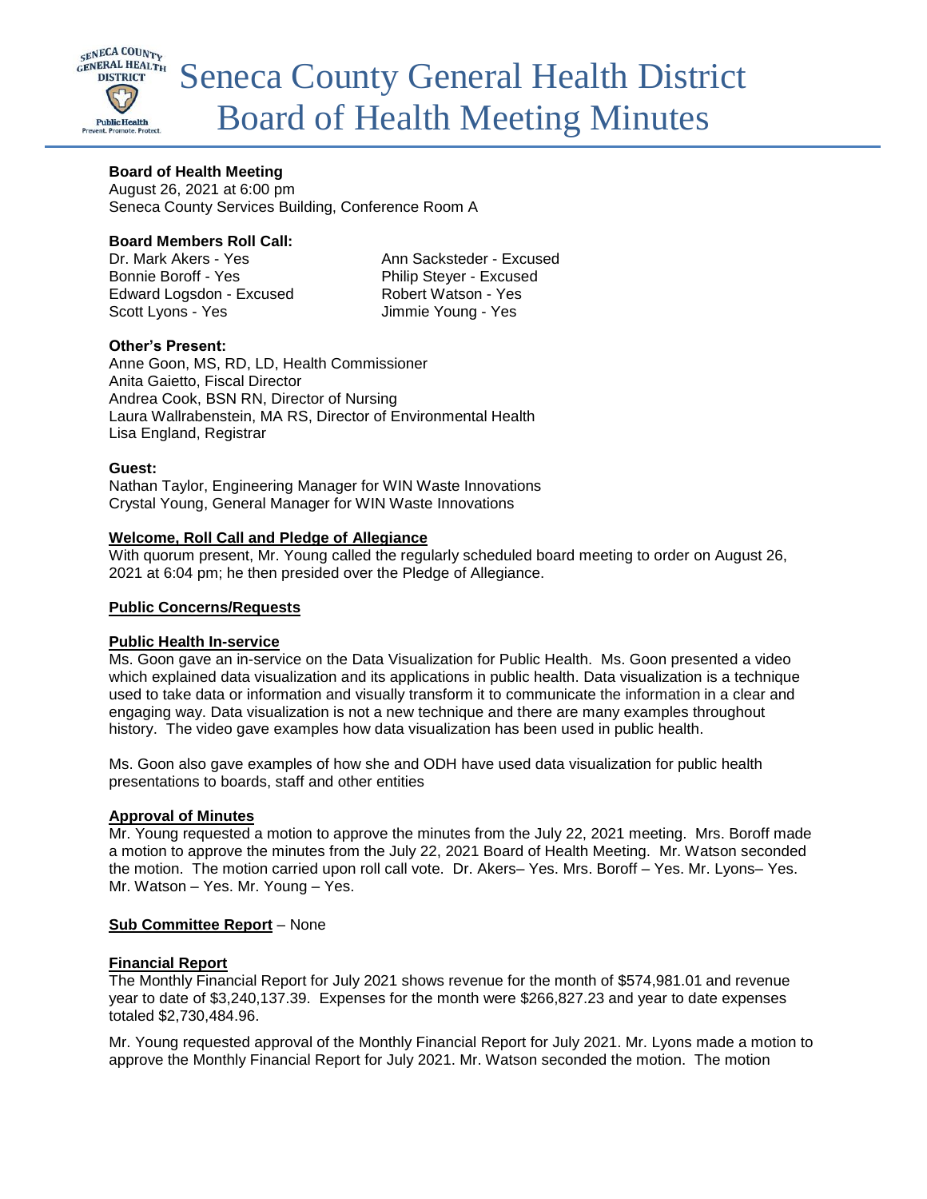# Seneca County General Health District Board of Health Meeting Minutes

**Board of Health Meeting**
August 26, 2021 at 6:00 pm
Seneca County Services Building, Conference Room A

**Board Members Roll Call:**

Dr. Mark Akers - Yes
Bonnie Boroff - Yes
Edward Logsdon - Excused
Scott Lyons - Yes
Ann Sacksteder - Excused
Philip Steyer - Excused
Robert Watson - Yes
Jimmie Young - Yes

**Other's Present:**
Anne Goon, MS, RD, LD, Health Commissioner
Anita Gaietto, Fiscal Director
Andrea Cook, BSN RN, Director of Nursing
Laura Wallrabenstein, MA RS, Director of Environmental Health
Lisa England, Registrar

**Guest:**
Nathan Taylor, Engineering Manager for WIN Waste Innovations
Crystal Young, General Manager for WIN Waste Innovations

**Welcome, Roll Call and Pledge of Allegiance**

With quorum present, Mr. Young called the regularly scheduled board meeting to order on August 26, 2021 at 6:04 pm; he then presided over the Pledge of Allegiance.

**Public Concerns/Requests**

**Public Health In-service**

Ms. Goon gave an in-service on the Data Visualization for Public Health. Ms. Goon presented a video which explained data visualization and its applications in public health. Data visualization is a technique used to take data or information and visually transform it to communicate the information in a clear and engaging way. Data visualization is not a new technique and there are many examples throughout history. The video gave examples how data visualization has been used in public health.

Ms. Goon also gave examples of how she and ODH have used data visualization for public health presentations to boards, staff and other entities

**Approval of Minutes**

Mr. Young requested a motion to approve the minutes from the July 22, 2021 meeting. Mrs. Boroff made a motion to approve the minutes from the July 22, 2021 Board of Health Meeting. Mr. Watson seconded the motion. The motion carried upon roll call vote. Dr. Akers– Yes. Mrs. Boroff – Yes. Mr. Lyons– Yes. Mr. Watson – Yes. Mr. Young – Yes.

**Sub Committee Report** – None

**Financial Report**

The Monthly Financial Report for July 2021 shows revenue for the month of $574,981.01 and revenue year to date of $3,240,137.39. Expenses for the month were $266,827.23 and year to date expenses totaled $2,730,484.96.

Mr. Young requested approval of the Monthly Financial Report for July 2021. Mr. Lyons made a motion to approve the Monthly Financial Report for July 2021. Mr. Watson seconded the motion. The motion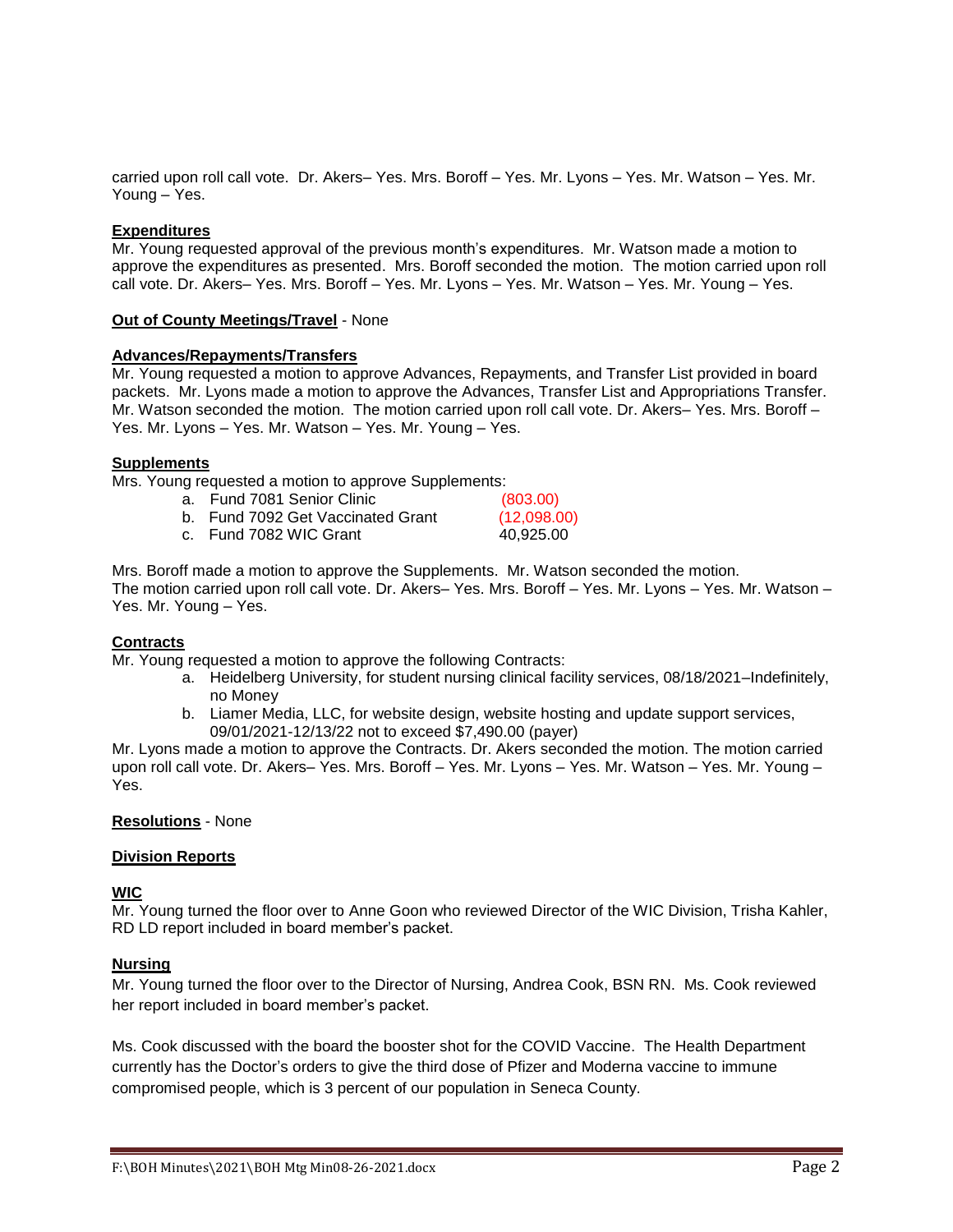carried upon roll call vote. Dr. Akers– Yes. Mrs. Boroff – Yes. Mr. Lyons – Yes. Mr. Watson – Yes. Mr. Young – Yes.

**Expenditures**
Mr. Young requested approval of the previous month's expenditures. Mr. Watson made a motion to approve the expenditures as presented. Mrs. Boroff seconded the motion. The motion carried upon roll call vote. Dr. Akers– Yes. Mrs. Boroff – Yes. Mr. Lyons – Yes. Mr. Watson – Yes. Mr. Young – Yes.

**Out of County Meetings/Travel** - None

**Advances/Repayments/Transfers**
Mr. Young requested a motion to approve Advances, Repayments, and Transfer List provided in board packets. Mr. Lyons made a motion to approve the Advances, Transfer List and Appropriations Transfer. Mr. Watson seconded the motion. The motion carried upon roll call vote. Dr. Akers– Yes. Mrs. Boroff – Yes. Mr. Lyons – Yes. Mr. Watson – Yes. Mr. Young – Yes.

**Supplements**
Mrs. Young requested a motion to approve Supplements:

a. Fund 7081 Senior Clinic (803.00)
b. Fund 7092 Get Vaccinated Grant (12,098.00)
c. Fund 7082 WIC Grant 40,925.00

Mrs. Boroff made a motion to approve the Supplements. Mr. Watson seconded the motion.
The motion carried upon roll call vote. Dr. Akers– Yes. Mrs. Boroff – Yes. Mr. Lyons – Yes. Mr. Watson – Yes. Mr. Young – Yes.

**Contracts**
Mr. Young requested a motion to approve the following Contracts:

a. Heidelberg University, for student nursing clinical facility services, 08/18/2021–Indefinitely, no Money
b. Liamer Media, LLC, for website design, website hosting and update support services, 09/01/2021-12/13/22 not to exceed $7,490.00 (payer)

Mr. Lyons made a motion to approve the Contracts. Dr. Akers seconded the motion. The motion carried upon roll call vote. Dr. Akers– Yes. Mrs. Boroff – Yes. Mr. Lyons – Yes. Mr. Watson – Yes. Mr. Young – Yes.

**Resolutions** - None

**Division Reports**

**WIC**
Mr. Young turned the floor over to Anne Goon who reviewed Director of the WIC Division, Trisha Kahler, RD LD report included in board member's packet.

**Nursing**
Mr. Young turned the floor over to the Director of Nursing, Andrea Cook, BSN RN. Ms. Cook reviewed her report included in board member's packet.

Ms. Cook discussed with the board the booster shot for the COVID Vaccine. The Health Department currently has the Doctor's orders to give the third dose of Pfizer and Moderna vaccine to immune compromised people, which is 3 percent of our population in Seneca County.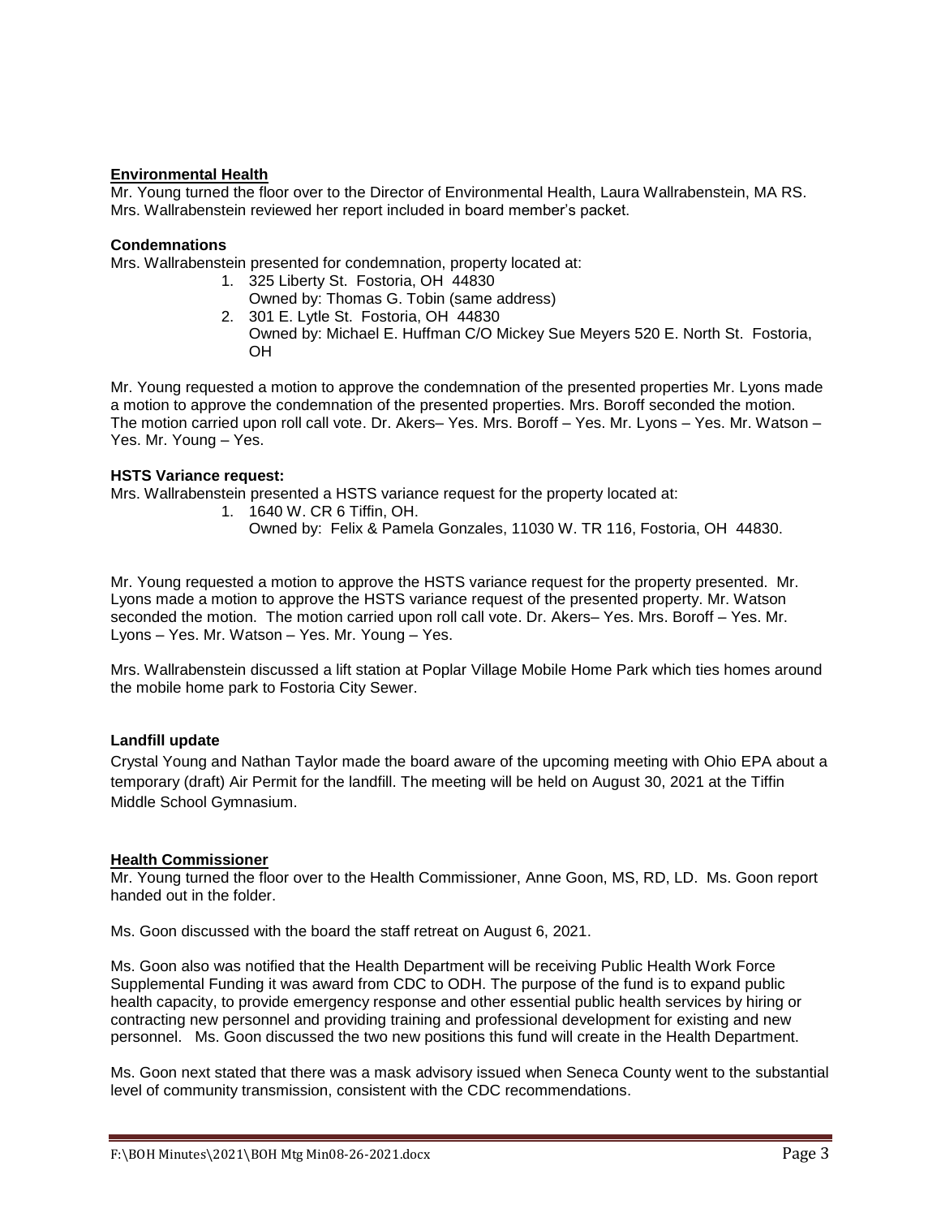## Environmental Health

Mr. Young turned the floor over to the Director of Environmental Health, Laura Wallrabenstein, MA RS. Mrs. Wallrabenstein reviewed her report included in board member's packet.

### Condemnations

Mrs. Wallrabenstein presented for condemnation, property located at:

1. 325 Liberty St. Fostoria, OH 44830
   Owned by: Thomas G. Tobin (same address)
2. 301 E. Lytle St. Fostoria, OH 44830
   Owned by: Michael E. Huffman C/O Mickey Sue Meyers 520 E. North St. Fostoria, OH

Mr. Young requested a motion to approve the condemnation of the presented properties Mr. Lyons made a motion to approve the condemnation of the presented properties. Mrs. Boroff seconded the motion. The motion carried upon roll call vote. Dr. Akers– Yes. Mrs. Boroff – Yes. Mr. Lyons – Yes. Mr. Watson – Yes. Mr. Young – Yes.

### HSTS Variance request:

Mrs. Wallrabenstein presented a HSTS variance request for the property located at:

1. 1640 W. CR 6 Tiffin, OH.
   Owned by: Felix & Pamela Gonzales, 11030 W. TR 116, Fostoria, OH 44830.

Mr. Young requested a motion to approve the HSTS variance request for the property presented. Mr. Lyons made a motion to approve the HSTS variance request of the presented property. Mr. Watson seconded the motion. The motion carried upon roll call vote. Dr. Akers– Yes. Mrs. Boroff – Yes. Mr. Lyons – Yes. Mr. Watson – Yes. Mr. Young – Yes.

Mrs. Wallrabenstein discussed a lift station at Poplar Village Mobile Home Park which ties homes around the mobile home park to Fostoria City Sewer.

### Landfill update

Crystal Young and Nathan Taylor made the board aware of the upcoming meeting with Ohio EPA about a temporary (draft) Air Permit for the landfill. The meeting will be held on August 30, 2021 at the Tiffin Middle School Gymnasium.

## Health Commissioner

Mr. Young turned the floor over to the Health Commissioner, Anne Goon, MS, RD, LD. Ms. Goon report handed out in the folder.

Ms. Goon discussed with the board the staff retreat on August 6, 2021.

Ms. Goon also was notified that the Health Department will be receiving Public Health Work Force Supplemental Funding it was award from CDC to ODH. The purpose of the fund is to expand public health capacity, to provide emergency response and other essential public health services by hiring or contracting new personnel and providing training and professional development for existing and new personnel. Ms. Goon discussed the two new positions this fund will create in the Health Department.

Ms. Goon next stated that there was a mask advisory issued when Seneca County went to the substantial level of community transmission, consistent with the CDC recommendations.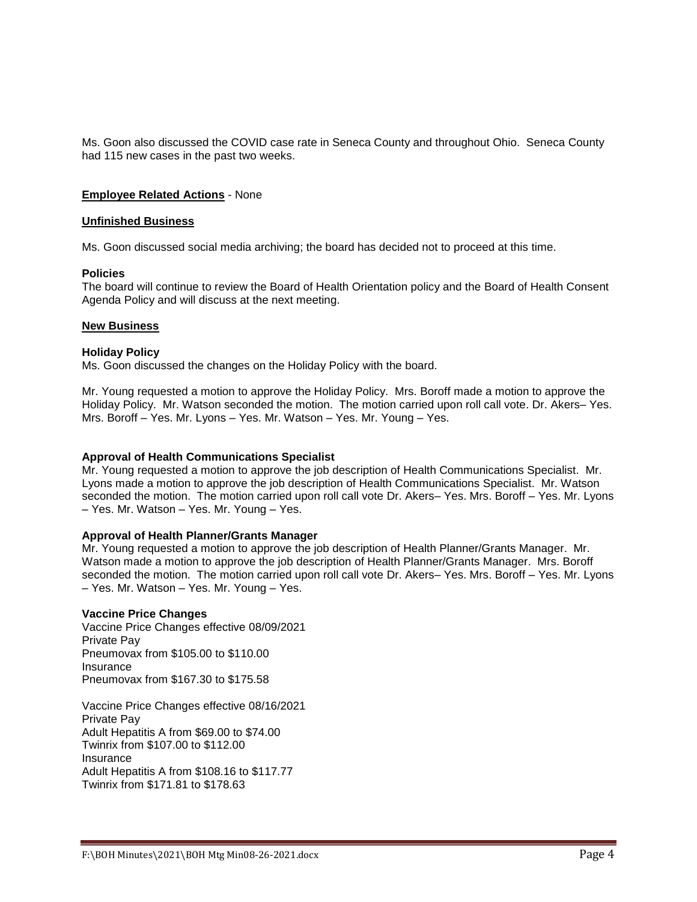Ms. Goon also discussed the COVID case rate in Seneca County and throughout Ohio. Seneca County had 115 new cases in the past two weeks.

**Employee Related Actions** - None

**Unfinished Business**

Ms. Goon discussed social media archiving; the board has decided not to proceed at this time.

**Policies**

The board will continue to review the Board of Health Orientation policy and the Board of Health Consent Agenda Policy and will discuss at the next meeting.

**New Business**

**Holiday Policy**

Ms. Goon discussed the changes on the Holiday Policy with the board.

Mr. Young requested a motion to approve the Holiday Policy. Mrs. Boroff made a motion to approve the Holiday Policy. Mr. Watson seconded the motion. The motion carried upon roll call vote. Dr. Akers– Yes. Mrs. Boroff – Yes. Mr. Lyons – Yes. Mr. Watson – Yes. Mr. Young – Yes.

**Approval of Health Communications Specialist**

Mr. Young requested a motion to approve the job description of Health Communications Specialist. Mr. Lyons made a motion to approve the job description of Health Communications Specialist. Mr. Watson seconded the motion. The motion carried upon roll call vote Dr. Akers– Yes. Mrs. Boroff – Yes. Mr. Lyons – Yes. Mr. Watson – Yes. Mr. Young – Yes.

**Approval of Health Planner/Grants Manager**

Mr. Young requested a motion to approve the job description of Health Planner/Grants Manager. Mr. Watson made a motion to approve the job description of Health Planner/Grants Manager. Mrs. Boroff seconded the motion. The motion carried upon roll call vote Dr. Akers– Yes. Mrs. Boroff – Yes. Mr. Lyons – Yes. Mr. Watson – Yes. Mr. Young – Yes.

**Vaccine Price Changes**

Vaccine Price Changes effective 08/09/2021
Private Pay
Pneumovax from $105.00 to $110.00
Insurance
Pneumovax from $167.30 to $175.58

Vaccine Price Changes effective 08/16/2021
Private Pay
Adult Hepatitis A from $69.00 to $74.00
Twinrix from $107.00 to $112.00
Insurance
Adult Hepatitis A from $108.16 to $117.77
Twinrix from $171.81 to $178.63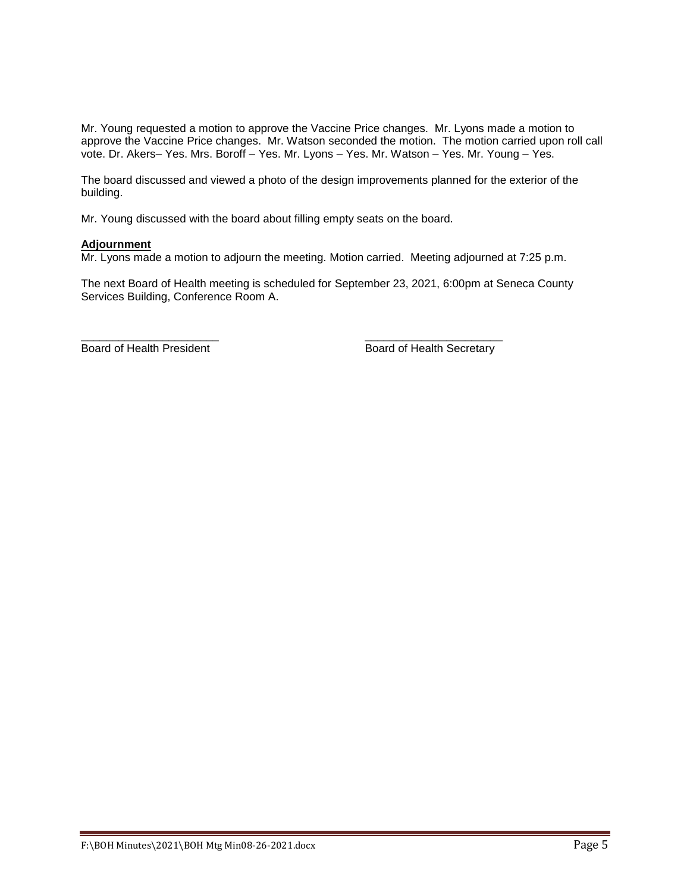Mr. Young requested a motion to approve the Vaccine Price changes. Mr. Lyons made a motion to approve the Vaccine Price changes. Mr. Watson seconded the motion. The motion carried upon roll call vote. Dr. Akers– Yes. Mrs. Boroff – Yes. Mr. Lyons – Yes. Mr. Watson – Yes. Mr. Young – Yes.

The board discussed and viewed a photo of the design improvements planned for the exterior of the building.

Mr. Young discussed with the board about filling empty seats on the board.

**Adjournment**

Mr. Lyons made a motion to adjourn the meeting. Motion carried. Meeting adjourned at 7:25 p.m.

The next Board of Health meeting is scheduled for September 23, 2021, 6:00pm at Seneca County Services Building, Conference Room A.

______________________ ______________________

Board of Health President Board of Health Secretary